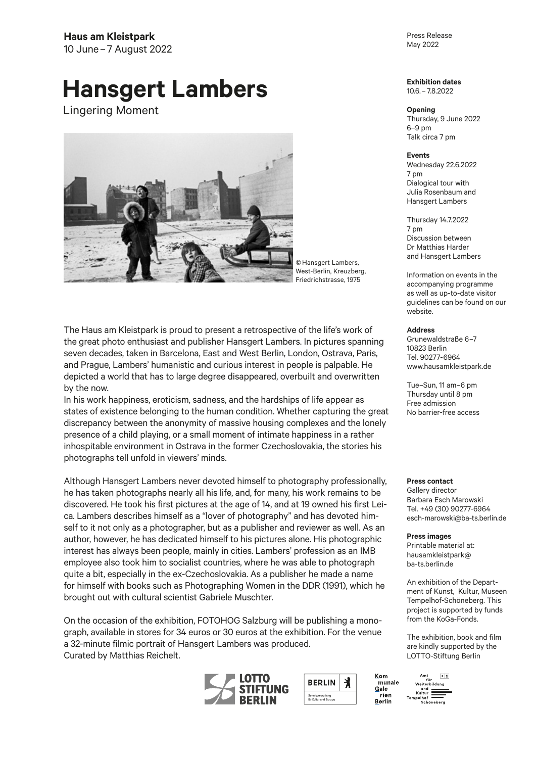**Haus am Kleistpark**
10 June – 7 August 2022

# Hansgert Lambers

Lingering Moment

© Hansgert Lambers, West-Berlin, Kreuzberg, Friedrichstrasse, 1975

The Haus am Kleistpark is proud to present a retrospective of the life's work of the great photo enthusiast and publisher Hansgert Lambers. In pictures spanning seven decades, taken in Barcelona, East and West Berlin, London, Ostrava, Paris, and Prague, Lambers' humanistic and curious interest in people is palpable. He depicted a world that has to large degree disappeared, overbuilt and overwritten by the now.
In his work happiness, eroticism, sadness, and the hardships of life appear as states of existence belonging to the human condition. Whether capturing the great discrepancy between the anonymity of massive housing complexes and the lonely presence of a child playing, or a small moment of intimate happiness in a rather inhospitable environment in Ostrava in the former Czechoslovakia, the stories his photographs tell unfold in viewers' minds.

Although Hansgert Lambers never devoted himself to photography professionally, he has taken photographs nearly all his life, and, for many, his work remains to be discovered. He took his first pictures at the age of 14, and at 19 owned his first Leica. Lambers describes himself as a "lover of photography" and has devoted himself to it not only as a photographer, but as a publisher and reviewer as well. As an author, however, he has dedicated himself to his pictures alone. His photographic interest has always been people, mainly in cities. Lambers' profession as an IMB employee also took him to socialist countries, where he was able to photograph quite a bit, especially in the ex-Czechoslovakia. As a publisher he made a name for himself with books such as Photographing Women in the DDR (1991), which he brought out with cultural scientist Gabriele Muschter.

On the occasion of the exhibition, FOTOHOG Salzburg will be publishing a monograph, available in stores for 34 euros or 30 euros at the exhibition. For the venue a 32-minute filmic portrait of Hansgert Lambers was produced.
Curated by Matthias Reichelt.

Press Release
May 2022

**Exhibition dates**
10.6. – 7.8.2022

**Opening**
Thursday, 9 June 2022
6–9 pm
Talk circa 7 pm

**Events**
Wednesday 22.6.2022
7 pm
Dialogical tour with Julia Rosenbaum and Hansgert Lambers

Thursday 14.7.2022
7 pm
Discussion between Dr Matthias Harder and Hansgert Lambers

Information on events in the accompanying programme as well as up-to-date visitor guidelines can be found on our website.

**Address**
Grunewaldstraße 6–7
10823 Berlin
Tel. 90277-6964
www.hausamkleistpark.de

Tue–Sun, 11 am–6 pm
Thursday until 8 pm
Free admission
No barrier-free access

**Press contact**
Gallery director
Barbara Esch Marowski
Tel. +49 (30) 90277-6964
esch-marowski@ba-ts.berlin.de

**Press images**
Printable material at:
hausamkleistpark@ba-ts.berlin.de

An exhibition of the Department of Kunst, Kultur, Museen Tempelhof-Schöneberg. This project is supported by funds from the KoGa-Fonds.

The exhibition, book and film are kindly supported by the LOTTO-Stiftung Berlin

LOTTO STIFTUNG BERLIN · BERLIN Senatsverwaltung für Kultur und Europa · Kommunale Galerien Berlin · Amt für Weiterbildung und Kultur Tempelhof Schöneberg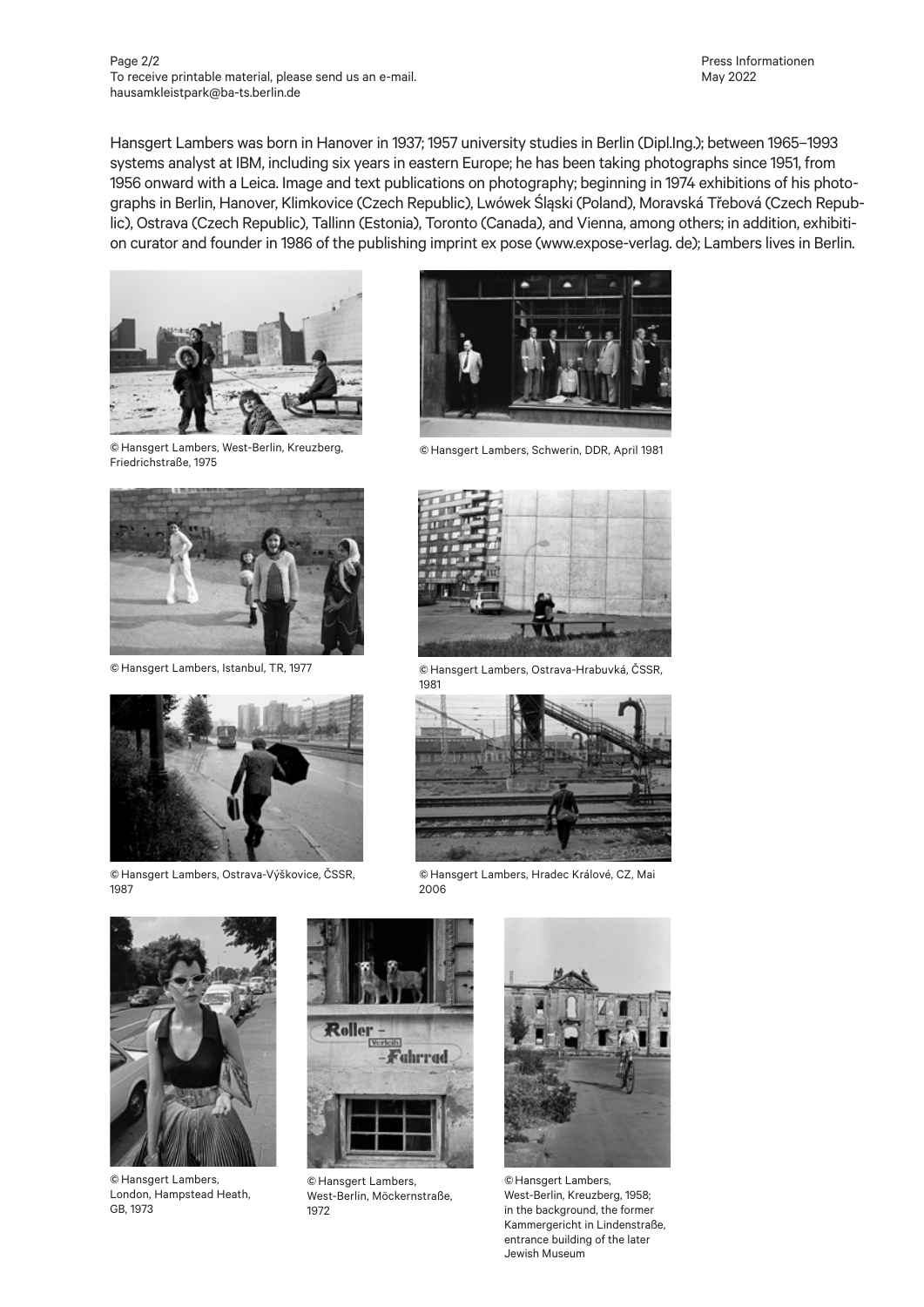Hansgert Lambers was born in Hanover in 1937; 1957 university studies in Berlin (Dipl.Ing.); between 1965–1993 systems analyst at IBM, including six years in eastern Europe; he has been taking photographs since 1951, from 1956 onward with a Leica. Image and text publications on photography; beginning in 1974 exhibitions of his photographs in Berlin, Hanover, Klimkovice (Czech Republic), Lwówek Śląski (Poland), Moravská Třebová (Czech Republic), Ostrava (Czech Republic), Tallinn (Estonia), Toronto (Canada), and Vienna, among others; in addition, exhibition curator and founder in 1986 of the publishing imprint ex pose (www.expose-verlag. de); Lambers lives in Berlin.

© Hansgert Lambers, West-Berlin, Kreuzberg, Friedrichstraße, 1975

© Hansgert Lambers, Schwerin, DDR, April 1981

© Hansgert Lambers, Istanbul, TR, 1977

© Hansgert Lambers, Ostrava-Hrabuvká, ČSSR, 1981

© Hansgert Lambers, Ostrava-Výškovice, ČSSR, 1987

© Hansgert Lambers, Hradec Králové, CZ, Mai 2006

© Hansgert Lambers, London, Hampstead Heath, GB, 1973

© Hansgert Lambers, West-Berlin, Möckernstraße, 1972

© Hansgert Lambers, West-Berlin, Kreuzberg, 1958; in the background, the former Kammergericht in Lindenstraße, entrance building of the later Jewish Museum